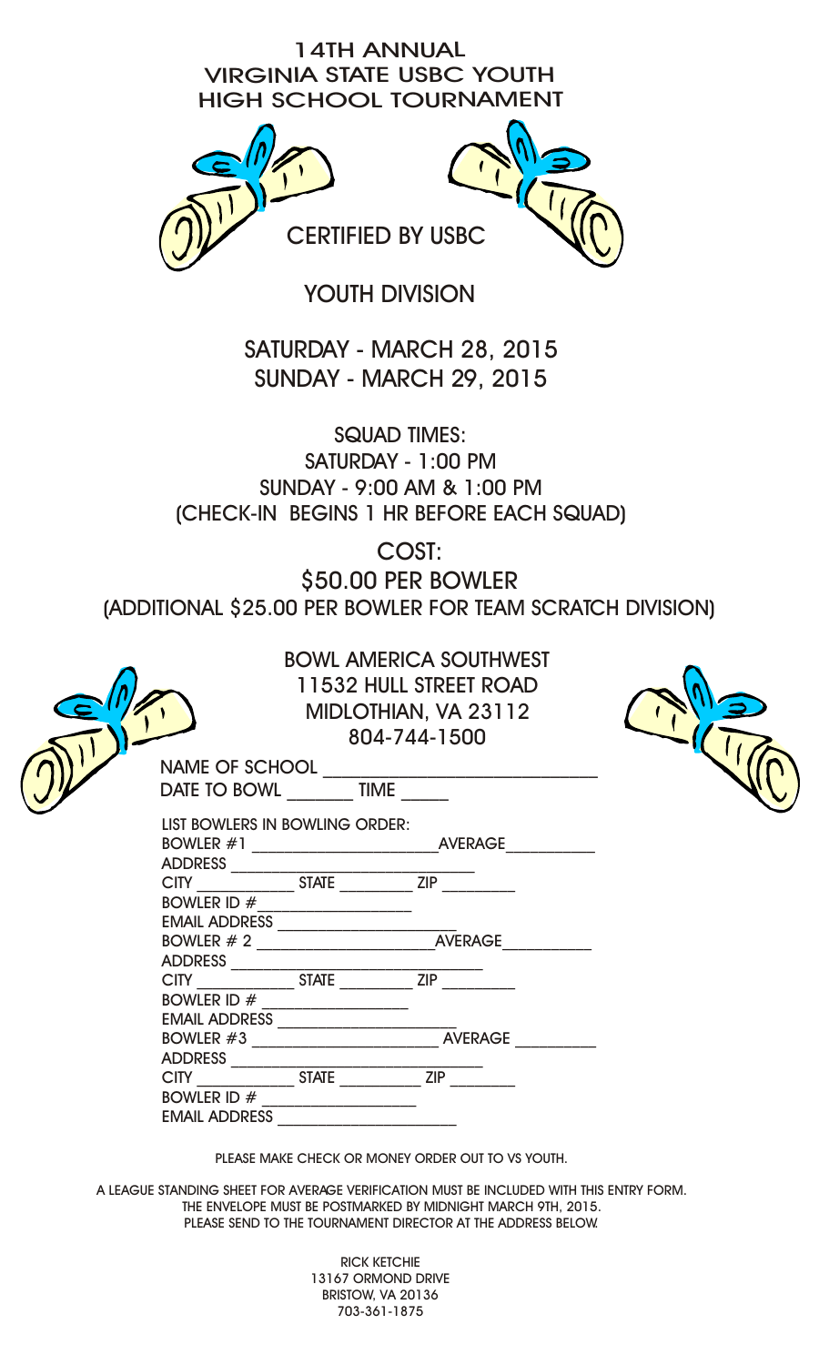# 14TH ANNUAL VIRGINIA STATE USBC YOUTH HIGH SCHOOL TOURNAMENT

CERTIFIED BY USBC

## YOUTH DIVISION

SATURDAY - MARCH 28, 2015
SUNDAY - MARCH 29, 2015

SQUAD TIMES:
SATURDAY - 1:00 PM
SUNDAY - 9:00 AM & 1:00 PM
(CHECK-IN BEGINS 1 HR BEFORE EACH SQUAD)

COST:
$50.00 PER BOWLER
(ADDITIONAL $25.00 PER BOWLER FOR TEAM SCRATCH DIVISION)

BOWL AMERICA SOUTHWEST
11532 HULL STREET ROAD
MIDLOTHIAN, VA 23112
804-744-1500

NAME OF SCHOOL ______________________________
DATE TO BOWL ________ TIME ______

LIST BOWLERS IN BOWLING ORDER:

BOWLER #1 ______________________ AVERAGE__________
ADDRESS ___________________________
CITY ____________ STATE _________ ZIP _________
BOWLER ID #__________________
EMAIL ADDRESS ______________________

BOWLER # 2 ______________________ AVERAGE__________
ADDRESS ___________________________
CITY ____________ STATE _________ ZIP _________
BOWLER ID # __________________
EMAIL ADDRESS ______________________

BOWLER #3 ______________________ AVERAGE __________
ADDRESS ___________________________
CITY ____________ STATE _________ ZIP _________
BOWLER ID # __________________
EMAIL ADDRESS ______________________

PLEASE MAKE CHECK OR MONEY ORDER OUT TO VS YOUTH.

A LEAGUE STANDING SHEET FOR AVERAGE VERIFICATION MUST BE INCLUDED WITH THIS ENTRY FORM.
THE ENVELOPE MUST BE POSTMARKED BY MIDNIGHT MARCH 9TH, 2015.
PLEASE SEND TO THE TOURNAMENT DIRECTOR AT THE ADDRESS BELOW.

RICK KETCHIE
13167 ORMOND DRIVE
BRISTOW, VA 20136
703-361-1875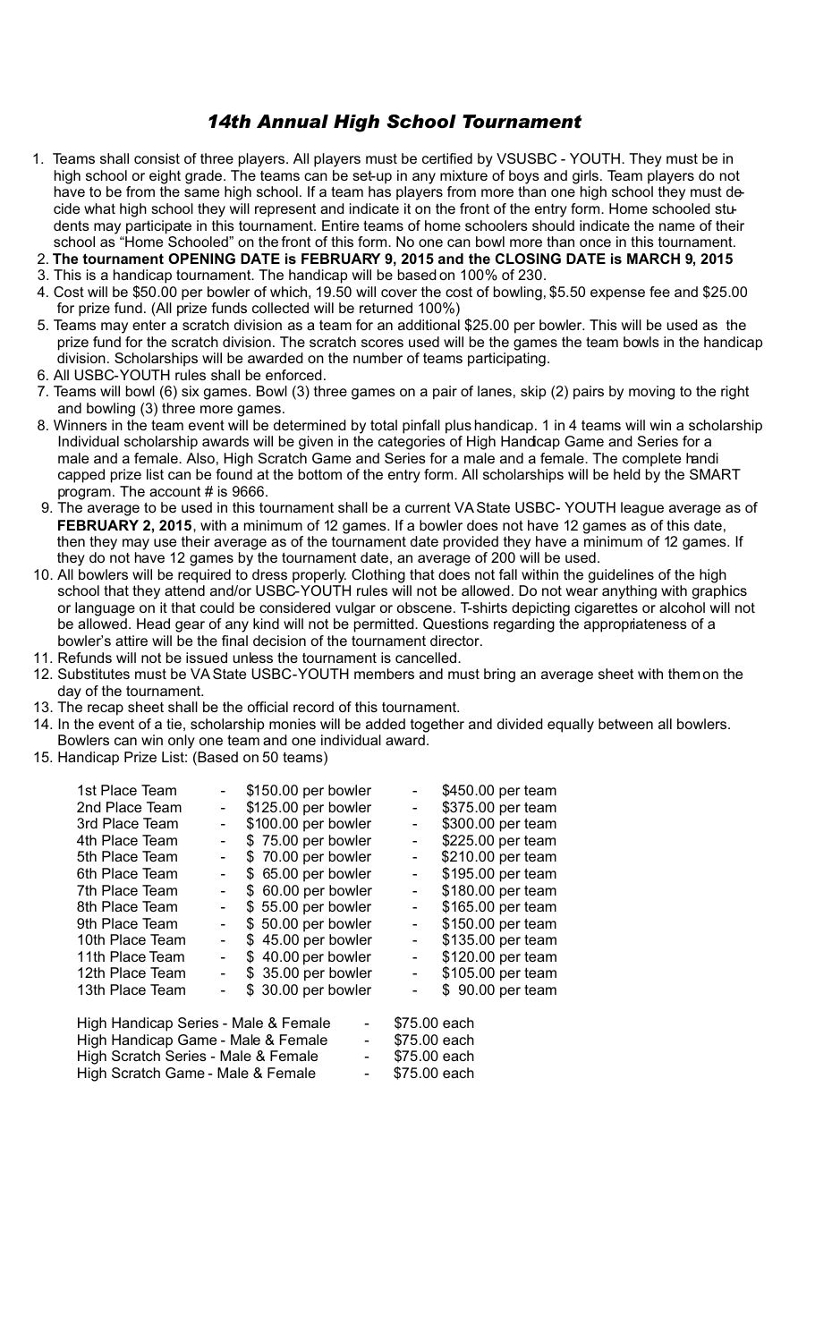## *14th Annual High School Tournament*

1. Teams shall consist of three players. All players must be certified by VSUSBC - YOUTH. They must be in high school or eight grade. The teams can be set-up in any mixture of boys and girls. Team players do not have to be from the same high school. If a team has players from more than one high school they must decide what high school they will represent and indicate it on the front of the entry form. Home schooled students may participate in this tournament. Entire teams of home schoolers should indicate the name of their school as "Home Schooled" on the front of this form. No one can bowl more than once in this tournament.
2. **The tournament OPENING DATE is FEBRUARY 9, 2015 and the CLOSING DATE is MARCH 9, 2015**
3. This is a handicap tournament. The handicap will be based on 100% of 230.
4. Cost will be $50.00 per bowler of which, 19.50 will cover the cost of bowling, $5.50 expense fee and $25.00 for prize fund. (All prize funds collected will be returned 100%)
5. Teams may enter a scratch division as a team for an additional $25.00 per bowler. This will be used as the prize fund for the scratch division. The scratch scores used will be the games the team bowls in the handicap division. Scholarships will be awarded on the number of teams participating.
6. All USBC-YOUTH rules shall be enforced.
7. Teams will bowl (6) six games. Bowl (3) three games on a pair of lanes, skip (2) pairs by moving to the right and bowling (3) three more games.
8. Winners in the team event will be determined by total pinfall plus handicap. 1 in 4 teams will win a scholarship Individual scholarship awards will be given in the categories of High Handicap Game and Series for a male and a female. Also, High Scratch Game and Series for a male and a female. The complete handi capped prize list can be found at the bottom of the entry form. All scholarships will be held by the SMART program. The account # is 9666.
9. The average to be used in this tournament shall be a current VA State USBC- YOUTH league average as of **FEBRUARY 2, 2015**, with a minimum of 12 games. If a bowler does not have 12 games as of this date, then they may use their average as of the tournament date provided they have a minimum of 12 games. If they do not have 12 games by the tournament date, an average of 200 will be used.
10. All bowlers will be required to dress properly. Clothing that does not fall within the guidelines of the high school that they attend and/or USBC-YOUTH rules will not be allowed. Do not wear anything with graphics or language on it that could be considered vulgar or obscene. T-shirts depicting cigarettes or alcohol will not be allowed. Head gear of any kind will not be permitted. Questions regarding the appropriateness of a bowler's attire will be the final decision of the tournament director.
11. Refunds will not be issued unless the tournament is cancelled.
12. Substitutes must be VA State USBC-YOUTH members and must bring an average sheet with them on the day of the tournament.
13. The recap sheet shall be the official record of this tournament.
14. In the event of a tie, scholarship monies will be added together and divided equally between all bowlers. Bowlers can win only one team and one individual award.
15. Handicap Prize List: (Based on 50 teams)

| | | | | |
|---|---|---|---|---|
| 1st Place Team | - | $150.00 per bowler | - | $450.00 per team |
| 2nd Place Team | - | $125.00 per bowler | - | $375.00 per team |
| 3rd Place Team | - | $100.00 per bowler | - | $300.00 per team |
| 4th Place Team | - | $ 75.00 per bowler | - | $225.00 per team |
| 5th Place Team | - | $ 70.00 per bowler | - | $210.00 per team |
| 6th Place Team | - | $ 65.00 per bowler | - | $195.00 per team |
| 7th Place Team | - | $ 60.00 per bowler | - | $180.00 per team |
| 8th Place Team | - | $ 55.00 per bowler | - | $165.00 per team |
| 9th Place Team | - | $ 50.00 per bowler | - | $150.00 per team |
| 10th Place Team | - | $ 45.00 per bowler | - | $135.00 per team |
| 11th Place Team | - | $ 40.00 per bowler | - | $120.00 per team |
| 12th Place Team | - | $ 35.00 per bowler | - | $105.00 per team |
| 13th Place Team | - | $ 30.00 per bowler | - | $ 90.00 per team |

| | | |
|---|---|---|
| High Handicap Series - Male & Female | - | $75.00 each |
| High Handicap Game - Male & Female | - | $75.00 each |
| High Scratch Series - Male & Female | - | $75.00 each |
| High Scratch Game - Male & Female | - | $75.00 each |